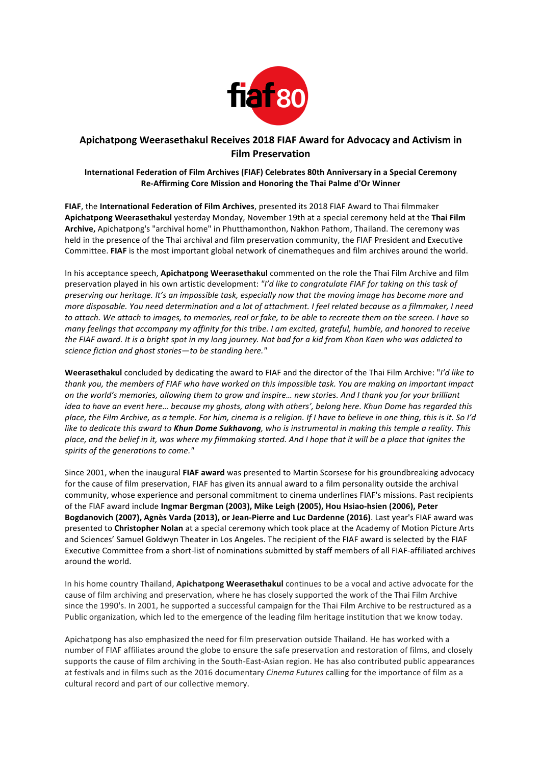fiaf 80

# Apichatpong Weerasethakul Receives 2018 FIAF Award for Advocacy and Activism in Film Preservation

**International Federation of Film Archives (FIAF) Celebrates 80th Anniversary in a Special Ceremony Re-Affirming Core Mission and Honoring the Thai Palme d'Or Winner**

**FIAF**, the **International Federation of Film Archives**, presented its 2018 FIAF Award to Thai filmmaker **Apichatpong Weerasethakul** yesterday Monday, November 19th at a special ceremony held at the **Thai Film Archive,** Apichatpong's "archival home" in Phutthamonthon, Nakhon Pathom, Thailand. The ceremony was held in the presence of the Thai archival and film preservation community, the FIAF President and Executive Committee. **FIAF** is the most important global network of cinematheques and film archives around the world.

In his acceptance speech, **Apichatpong Weerasethakul** commented on the role the Thai Film Archive and film preservation played in his own artistic development: *"I'd like to congratulate FIAF for taking on this task of preserving our heritage. It's an impossible task, especially now that the moving image has become more and more disposable. You need determination and a lot of attachment. I feel related because as a filmmaker, I need to attach. We attach to images, to memories, real or fake, to be able to recreate them on the screen. I have so many feelings that accompany my affinity for this tribe. I am excited, grateful, humble, and honored to receive the FIAF award. It is a bright spot in my long journey. Not bad for a kid from Khon Kaen who was addicted to science fiction and ghost stories—to be standing here."*

**Weerasethakul** concluded by dedicating the award to FIAF and the director of the Thai Film Archive: "*I'd like to thank you, the members of FIAF who have worked on this impossible task. You are making an important impact on the world's memories, allowing them to grow and inspire… new stories. And I thank you for your brilliant idea to have an event here… because my ghosts, along with others', belong here. Khun Dome has regarded this place, the Film Archive, as a temple. For him, cinema is a religion. If I have to believe in one thing, this is it. So I'd like to dedicate this award to **Khun Dome Sukhavong**, who is instrumental in making this temple a reality. This place, and the belief in it, was where my filmmaking started. And I hope that it will be a place that ignites the spirits of the generations to come.*"

Since 2001, when the inaugural **FIAF award** was presented to Martin Scorsese for his groundbreaking advocacy for the cause of film preservation, FIAF has given its annual award to a film personality outside the archival community, whose experience and personal commitment to cinema underlines FIAF's missions. Past recipients of the FIAF award include **Ingmar Bergman (2003), Mike Leigh (2005), Hou Hsiao-hsien (2006), Peter Bogdanovich (2007), Agnès Varda (2013), or Jean-Pierre and Luc Dardenne (2016)**. Last year's FIAF award was presented to **Christopher Nolan** at a special ceremony which took place at the Academy of Motion Picture Arts and Sciences' Samuel Goldwyn Theater in Los Angeles. The recipient of the FIAF award is selected by the FIAF Executive Committee from a short-list of nominations submitted by staff members of all FIAF-affiliated archives around the world.

In his home country Thailand, **Apichatpong Weerasethakul** continues to be a vocal and active advocate for the cause of film archiving and preservation, where he has closely supported the work of the Thai Film Archive since the 1990's. In 2001, he supported a successful campaign for the Thai Film Archive to be restructured as a Public organization, which led to the emergence of the leading film heritage institution that we know today.

Apichatpong has also emphasized the need for film preservation outside Thailand. He has worked with a number of FIAF affiliates around the globe to ensure the safe preservation and restoration of films, and closely supports the cause of film archiving in the South-East-Asian region. He has also contributed public appearances at festivals and in films such as the 2016 documentary *Cinema Futures* calling for the importance of film as a cultural record and part of our collective memory.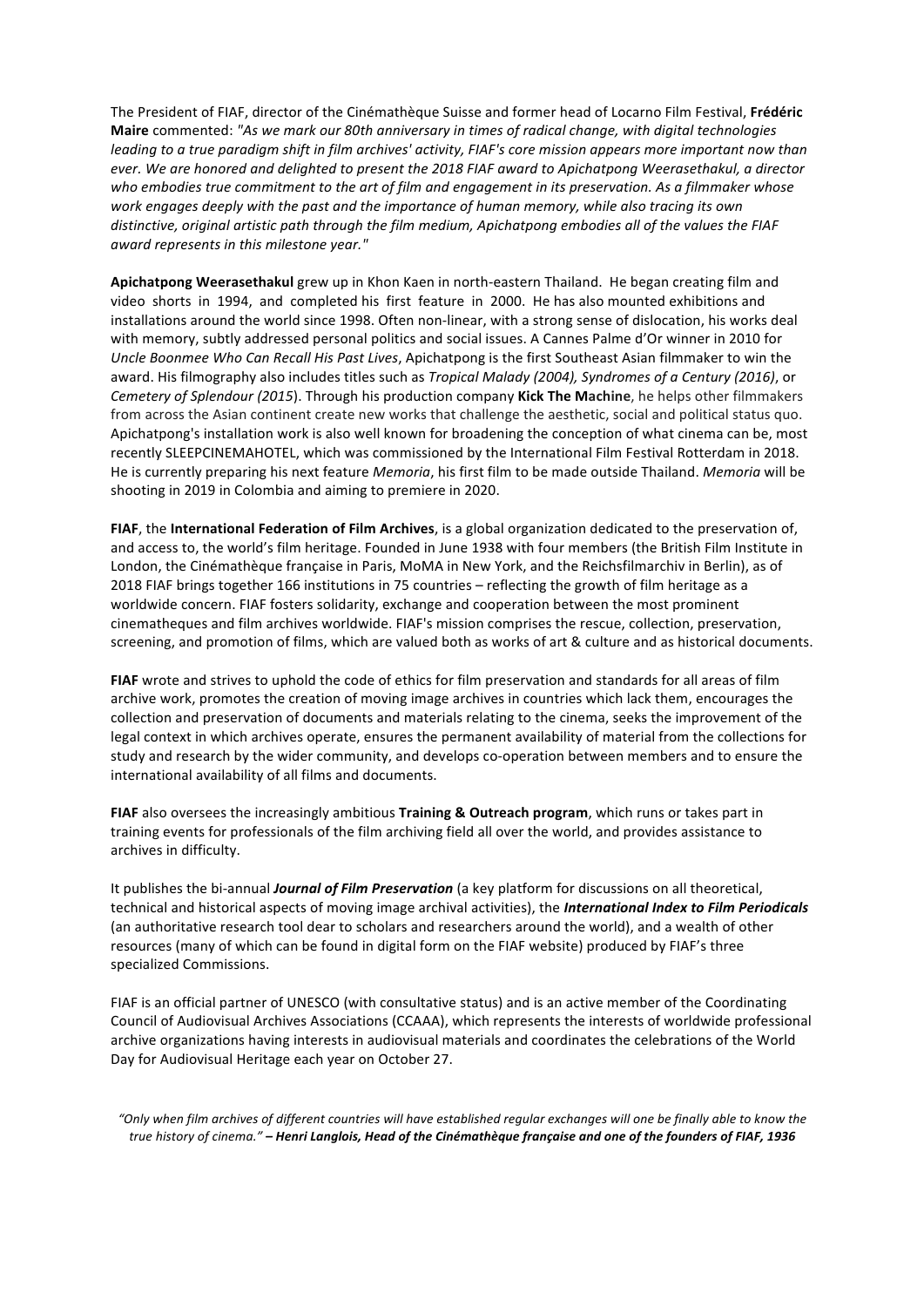The President of FIAF, director of the Cinémathèque Suisse and former head of Locarno Film Festival, **Frédéric Maire** commented: *"As we mark our 80th anniversary in times of radical change, with digital technologies leading to a true paradigm shift in film archives' activity, FIAF's core mission appears more important now than ever. We are honored and delighted to present the 2018 FIAF award to Apichatpong Weerasethakul, a director who embodies true commitment to the art of film and engagement in its preservation. As a filmmaker whose work engages deeply with the past and the importance of human memory, while also tracing its own distinctive, original artistic path through the film medium, Apichatpong embodies all of the values the FIAF award represents in this milestone year."*

**Apichatpong Weerasethakul** grew up in Khon Kaen in north-eastern Thailand. He began creating film and video shorts in 1994, and completed his first feature in 2000. He has also mounted exhibitions and installations around the world since 1998. Often non-linear, with a strong sense of dislocation, his works deal with memory, subtly addressed personal politics and social issues. A Cannes Palme d'Or winner in 2010 for *Uncle Boonmee Who Can Recall His Past Lives*, Apichatpong is the first Southeast Asian filmmaker to win the award. His filmography also includes titles such as *Tropical Malady (2004), Syndromes of a Century (2016)*, or *Cemetery of Splendour (2015*). Through his production company **Kick The Machine**, he helps other filmmakers from across the Asian continent create new works that challenge the aesthetic, social and political status quo. Apichatpong's installation work is also well known for broadening the conception of what cinema can be, most recently SLEEPCINEMAHOTEL, which was commissioned by the International Film Festival Rotterdam in 2018. He is currently preparing his next feature *Memoria*, his first film to be made outside Thailand. *Memoria* will be shooting in 2019 in Colombia and aiming to premiere in 2020.

**FIAF**, the **International Federation of Film Archives**, is a global organization dedicated to the preservation of, and access to, the world's film heritage. Founded in June 1938 with four members (the British Film Institute in London, the Cinémathèque française in Paris, MoMA in New York, and the Reichsfilmarchiv in Berlin), as of 2018 FIAF brings together 166 institutions in 75 countries – reflecting the growth of film heritage as a worldwide concern. FIAF fosters solidarity, exchange and cooperation between the most prominent cinematheques and film archives worldwide. FIAF's mission comprises the rescue, collection, preservation, screening, and promotion of films, which are valued both as works of art & culture and as historical documents.

**FIAF** wrote and strives to uphold the code of ethics for film preservation and standards for all areas of film archive work, promotes the creation of moving image archives in countries which lack them, encourages the collection and preservation of documents and materials relating to the cinema, seeks the improvement of the legal context in which archives operate, ensures the permanent availability of material from the collections for study and research by the wider community, and develops co-operation between members and to ensure the international availability of all films and documents.

**FIAF** also oversees the increasingly ambitious **Training & Outreach program**, which runs or takes part in training events for professionals of the film archiving field all over the world, and provides assistance to archives in difficulty.

It publishes the bi-annual ***Journal of Film Preservation*** (a key platform for discussions on all theoretical, technical and historical aspects of moving image archival activities), the ***International Index to Film Periodicals*** (an authoritative research tool dear to scholars and researchers around the world), and a wealth of other resources (many of which can be found in digital form on the FIAF website) produced by FIAF's three specialized Commissions.

FIAF is an official partner of UNESCO (with consultative status) and is an active member of the Coordinating Council of Audiovisual Archives Associations (CCAAA), which represents the interests of worldwide professional archive organizations having interests in audiovisual materials and coordinates the celebrations of the World Day for Audiovisual Heritage each year on October 27.

*"Only when film archives of different countries will have established regular exchanges will one be finally able to know the true history of cinema." – **Henri Langlois, Head of the Cinémathèque française and one of the founders of FIAF, 1936***